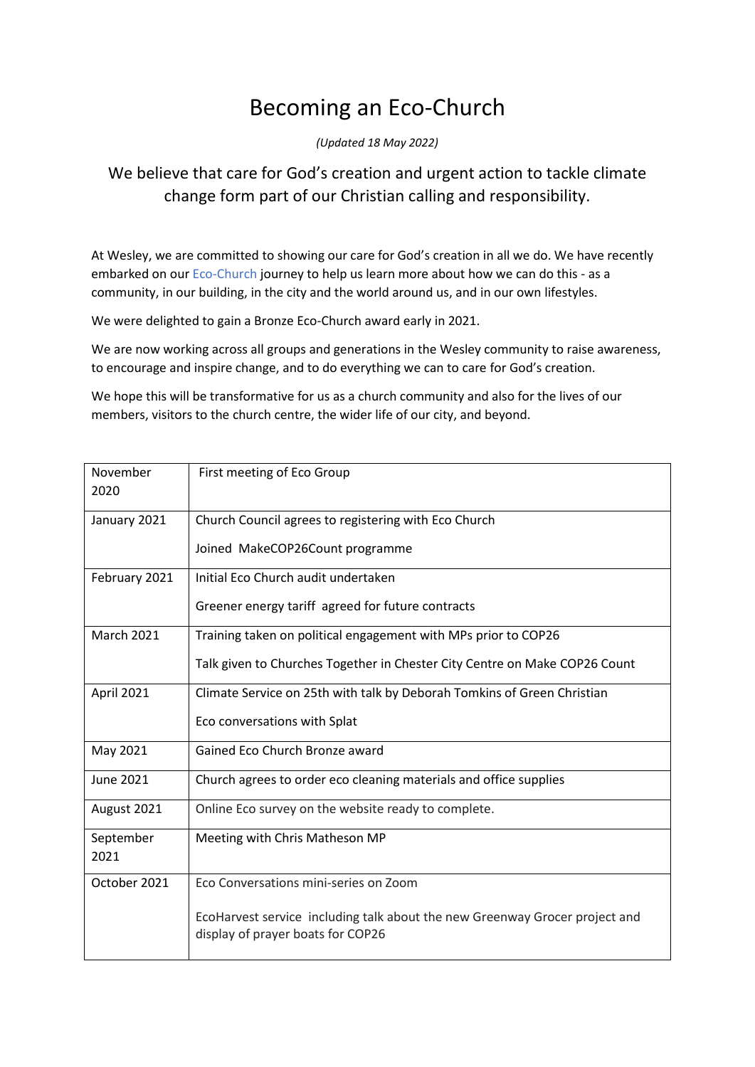# Becoming an Eco-Church

*(Updated 18 May 2022)*

## We believe that care for God's creation and urgent action to tackle climate change form part of our Christian calling and responsibility.

At Wesley, we are committed to showing our care for God's creation in all we do. We have recently embarked on our Eco-Church journey to help us learn more about how we can do this - as a community, in our building, in the city and the world around us, and in our own lifestyles.

We were delighted to gain a Bronze Eco-Church award early in 2021.

We are now working across all groups and generations in the Wesley community to raise awareness, to encourage and inspire change, and to do everything we can to care for God's creation.

We hope this will be transformative for us as a church community and also for the lives of our members, visitors to the church centre, the wider life of our city, and beyond.

| | |
|---|---|
| November 2020 | First meeting of Eco Group |
| January 2021 | Church Council agrees to registering with Eco Church<br><br>Joined MakeCOP26Count programme |
| February 2021 | Initial Eco Church audit undertaken<br><br>Greener energy tariff agreed for future contracts |
| March 2021 | Training taken on political engagement with MPs prior to COP26<br><br>Talk given to Churches Together in Chester City Centre on Make COP26 Count |
| April 2021 | Climate Service on 25th with talk by Deborah Tomkins of Green Christian<br><br>Eco conversations with Splat |
| May 2021 | Gained Eco Church Bronze award |
| June 2021 | Church agrees to order eco cleaning materials and office supplies |
| August 2021 | Online Eco survey on the website ready to complete. |
| September 2021 | Meeting with Chris Matheson MP |
| October 2021 | Eco Conversations mini-series on Zoom<br><br>EcoHarvest service including talk about the new Greenway Grocer project and display of prayer boats for COP26 |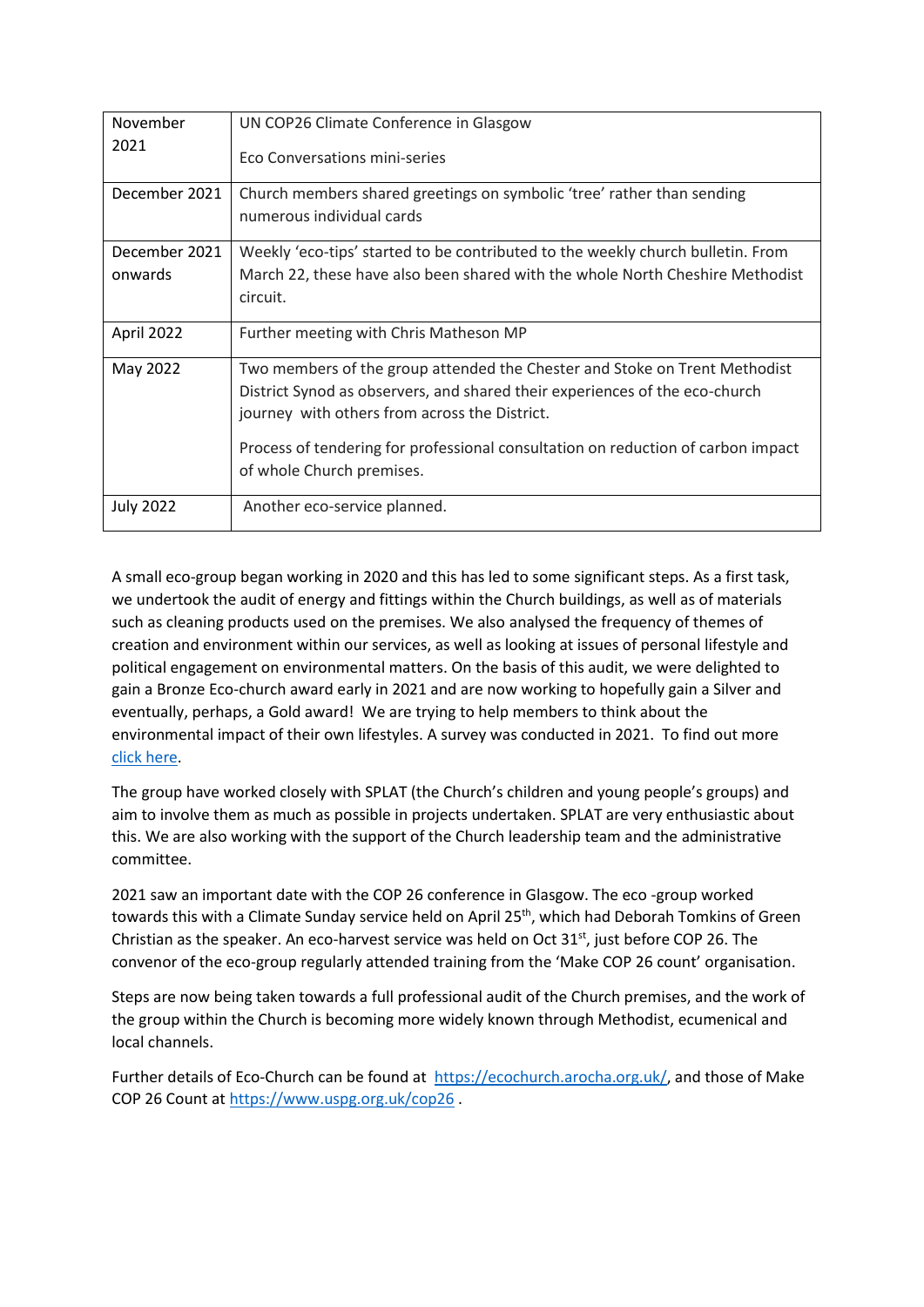| | |
|---|---|
| November 2021 | UN COP26 Climate Conference in Glasgow<br><br>Eco Conversations mini-series |
| December 2021 | Church members shared greetings on symbolic 'tree' rather than sending numerous individual cards |
| December 2021 onwards | Weekly 'eco-tips' started to be contributed to the weekly church bulletin. From March 22, these have also been shared with the whole North Cheshire Methodist circuit. |
| April 2022 | Further meeting with Chris Matheson MP |
| May 2022 | Two members of the group attended the Chester and Stoke on Trent Methodist District Synod as observers, and shared their experiences of the eco-church journey with others from across the District.<br><br>Process of tendering for professional consultation on reduction of carbon impact of whole Church premises. |
| July 2022 | Another eco-service planned. |

A small eco-group began working in 2020 and this has led to some significant steps. As a first task, we undertook the audit of energy and fittings within the Church buildings, as well as of materials such as cleaning products used on the premises. We also analysed the frequency of themes of creation and environment within our services, as well as looking at issues of personal lifestyle and political engagement on environmental matters. On the basis of this audit, we were delighted to gain a Bronze Eco-church award early in 2021 and are now working to hopefully gain a Silver and eventually, perhaps, a Gold award! We are trying to help members to think about the environmental impact of their own lifestyles. A survey was conducted in 2021. To find out more [click here](click here).

The group have worked closely with SPLAT (the Church's children and young people's groups) and aim to involve them as much as possible in projects undertaken. SPLAT are very enthusiastic about this. We are also working with the support of the Church leadership team and the administrative committee.

2021 saw an important date with the COP 26 conference in Glasgow. The eco -group worked towards this with a Climate Sunday service held on April 25th, which had Deborah Tomkins of Green Christian as the speaker. An eco-harvest service was held on Oct 31st, just before COP 26. The convenor of the eco-group regularly attended training from the 'Make COP 26 count' organisation.

Steps are now being taken towards a full professional audit of the Church premises, and the work of the group within the Church is becoming more widely known through Methodist, ecumenical and local channels.

Further details of Eco-Church can be found at https://ecochurch.arocha.org.uk/, and those of Make COP 26 Count at https://www.uspg.org.uk/cop26 .